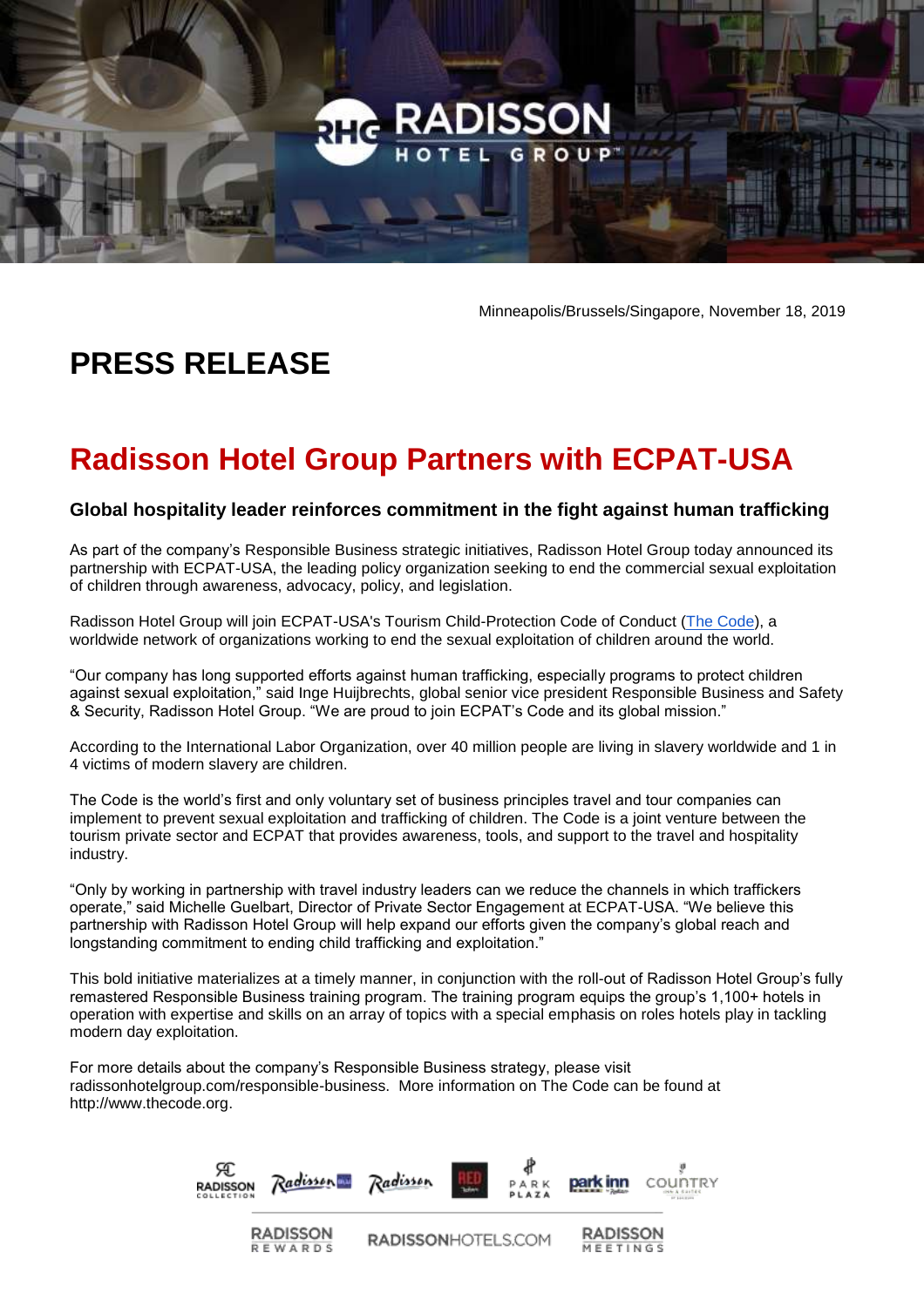Minneapolis/Brussels/Singapore, November 18, 2019

# PRESS RELEASE

## Radisson Hotel Group Partners with ECPAT-USA

### Global hospitality leader reinforces commitment in the fight against human trafficking

As part of the company's Responsible Business strategic initiatives, Radisson Hotel Group today announced its partnership with ECPAT-USA, the leading policy organization seeking to end the commercial sexual exploitation of children through awareness, advocacy, policy, and legislation.

Radisson Hotel Group will join ECPAT-USA's Tourism Child-Protection Code of Conduct (The Code), a worldwide network of organizations working to end the sexual exploitation of children around the world.

"Our company has long supported efforts against human trafficking, especially programs to protect children against sexual exploitation," said Inge Huijbrechts, global senior vice president Responsible Business and Safety & Security, Radisson Hotel Group. "We are proud to join ECPAT's Code and its global mission."

According to the International Labor Organization, over 40 million people are living in slavery worldwide and 1 in 4 victims of modern slavery are children.

The Code is the world's first and only voluntary set of business principles travel and tour companies can implement to prevent sexual exploitation and trafficking of children. The Code is a joint venture between the tourism private sector and ECPAT that provides awareness, tools, and support to the travel and hospitality industry.

"Only by working in partnership with travel industry leaders can we reduce the channels in which traffickers operate," said Michelle Guelbart, Director of Private Sector Engagement at ECPAT-USA. "We believe this partnership with Radisson Hotel Group will help expand our efforts given the company's global reach and longstanding commitment to ending child trafficking and exploitation."

This bold initiative materializes at a timely manner, in conjunction with the roll-out of Radisson Hotel Group's fully remastered Responsible Business training program. The training program equips the group's 1,100+ hotels in operation with expertise and skills on an array of topics with a special emphasis on roles hotels play in tackling modern day exploitation.

For more details about the company's Responsible Business strategy, please visit radissonhotelgroup.com/responsible-business. More information on The Code can be found at http://www.thecode.org.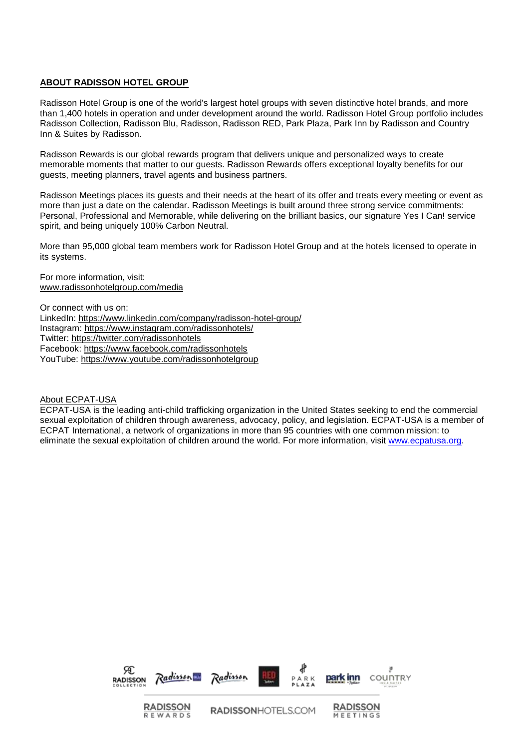## ABOUT RADISSON HOTEL GROUP

Radisson Hotel Group is one of the world's largest hotel groups with seven distinctive hotel brands, and more than 1,400 hotels in operation and under development around the world. Radisson Hotel Group portfolio includes Radisson Collection, Radisson Blu, Radisson, Radisson RED, Park Plaza, Park Inn by Radisson and Country Inn & Suites by Radisson.

Radisson Rewards is our global rewards program that delivers unique and personalized ways to create memorable moments that matter to our guests. Radisson Rewards offers exceptional loyalty benefits for our guests, meeting planners, travel agents and business partners.

Radisson Meetings places its guests and their needs at the heart of its offer and treats every meeting or event as more than just a date on the calendar. Radisson Meetings is built around three strong service commitments: Personal, Professional and Memorable, while delivering on the brilliant basics, our signature Yes I Can! service spirit, and being uniquely 100% Carbon Neutral.

More than 95,000 global team members work for Radisson Hotel Group and at the hotels licensed to operate in its systems.

For more information, visit:
www.radissonhotelgroup.com/media

Or connect with us on:
LinkedIn: https://www.linkedin.com/company/radisson-hotel-group/
Instagram: https://www.instagram.com/radissonhotels/
Twitter: https://twitter.com/radissonhotels
Facebook: https://www.facebook.com/radissonhotels
YouTube: https://www.youtube.com/radissonhotelgroup

About ECPAT-USA

ECPAT-USA is the leading anti-child trafficking organization in the United States seeking to end the commercial sexual exploitation of children through awareness, advocacy, policy, and legislation. ECPAT-USA is a member of ECPAT International, a network of organizations in more than 95 countries with one common mission: to eliminate the sexual exploitation of children around the world. For more information, visit www.ecpatusa.org.

RADISSON COLLECTION · Radisson Blu · Radisson · RED · PARK PLAZA · park inn · COUNTRY INN & SUITES

RADISSON REWARDS · RADISSONHOTELS.COM · RADISSON MEETINGS